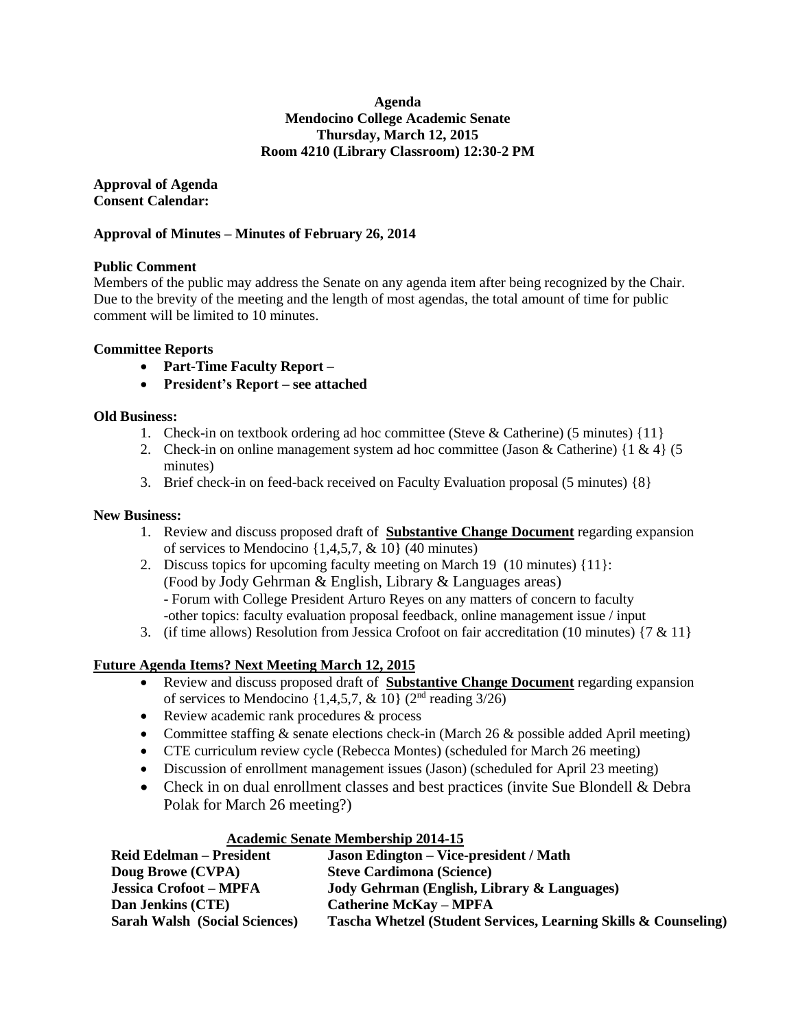**Agenda**
**Mendocino College Academic Senate**
**Thursday, March 12, 2015**
**Room 4210 (Library Classroom) 12:30-2 PM**

**Approval of Agenda**
**Consent Calendar:**

**Approval of Minutes – Minutes of February 26, 2014**

**Public Comment**
Members of the public may address the Senate on any agenda item after being recognized by the Chair. Due to the brevity of the meeting and the length of most agendas, the total amount of time for public comment will be limited to 10 minutes.

**Committee Reports**

- **Part-Time Faculty Report –**
- **President's Report – see attached**

**Old Business:**

1. Check-in on textbook ordering ad hoc committee (Steve & Catherine) (5 minutes) {11}
2. Check-in on online management system ad hoc committee (Jason & Catherine) {1 & 4} (5 minutes)
3. Brief check-in on feed-back received on Faculty Evaluation proposal (5 minutes) {8}

**New Business:**

1. Review and discuss proposed draft of **Substantive Change Document** regarding expansion of services to Mendocino {1,4,5,7, & 10} (40 minutes)
2. Discuss topics for upcoming faculty meeting on March 19 (10 minutes) {11}:
   (Food by Jody Gehrman & English, Library & Languages areas)
   - Forum with College President Arturo Reyes on any matters of concern to faculty
   -other topics: faculty evaluation proposal feedback, online management issue / input
3. (if time allows) Resolution from Jessica Crofoot on fair accreditation (10 minutes) {7 & 11}

**Future Agenda Items? Next Meeting March 12, 2015**

- Review and discuss proposed draft of **Substantive Change Document** regarding expansion of services to Mendocino {1,4,5,7, & 10} (2nd reading 3/26)
- Review academic rank procedures & process
- Committee staffing & senate elections check-in (March 26 & possible added April meeting)
- CTE curriculum review cycle (Rebecca Montes) (scheduled for March 26 meeting)
- Discussion of enrollment management issues (Jason) (scheduled for April 23 meeting)
- Check in on dual enrollment classes and best practices (invite Sue Blondell & Debra Polak for March 26 meeting?)

**Academic Senate Membership 2014-15**

| | |
|---|---|
| **Reid Edelman – President** | **Jason Edington – Vice-president / Math** |
| **Doug Browe (CVPA)** | **Steve Cardimona (Science)** |
| **Jessica Crofoot – MPFA** | **Jody Gehrman (English, Library & Languages)** |
| **Dan Jenkins (CTE)** | **Catherine McKay – MPFA** |
| **Sarah Walsh (Social Sciences)** | **Tascha Whetzel (Student Services, Learning Skills & Counseling)** |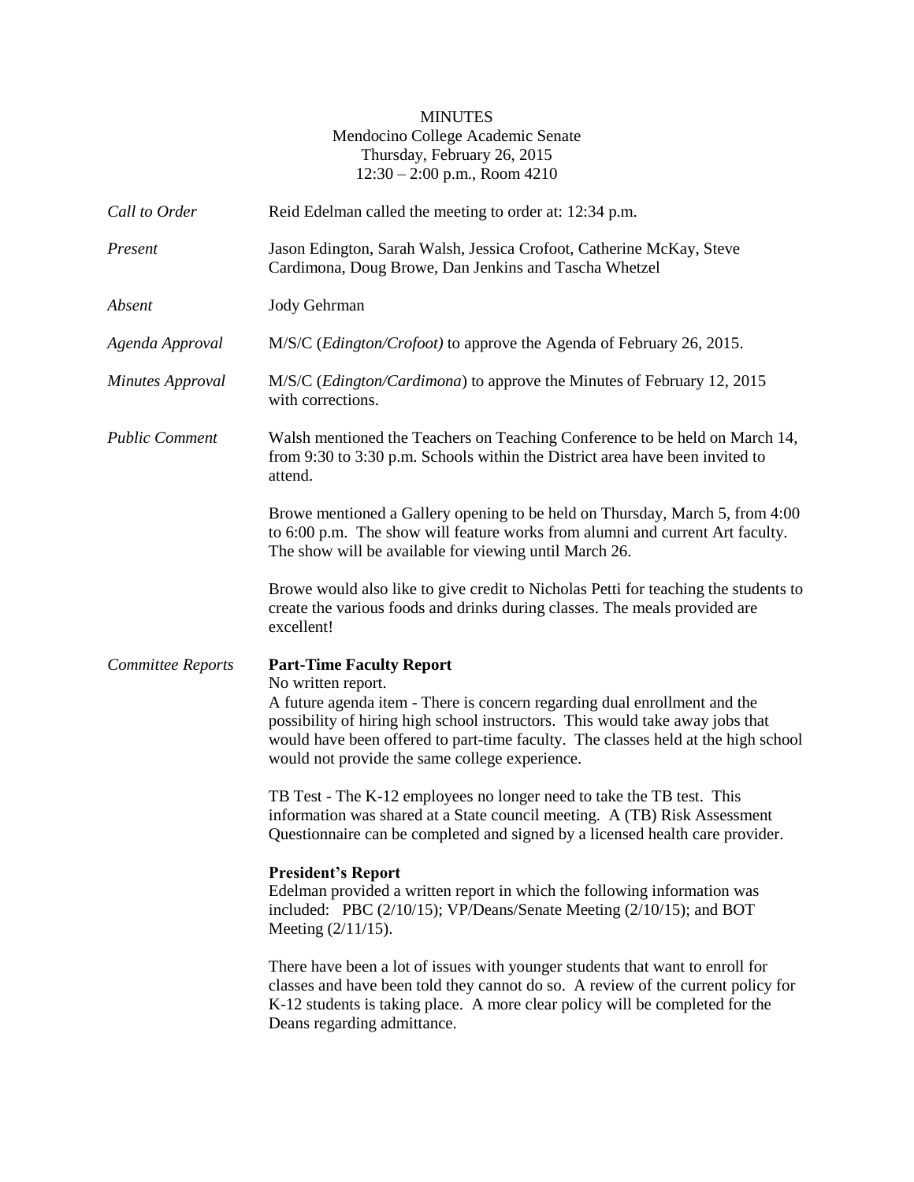MINUTES
Mendocino College Academic Senate
Thursday, February 26, 2015
12:30 – 2:00 p.m., Room 4210

*Call to Order* Reid Edelman called the meeting to order at: 12:34 p.m.

*Present* Jason Edington, Sarah Walsh, Jessica Crofoot, Catherine McKay, Steve Cardimona, Doug Browe, Dan Jenkins and Tascha Whetzel

*Absent* Jody Gehrman

*Agenda Approval* M/S/C (*Edington/Crofoot)* to approve the Agenda of February 26, 2015.

*Minutes Approval* M/S/C (*Edington/Cardimona*) to approve the Minutes of February 12, 2015 with corrections.

*Public Comment* Walsh mentioned the Teachers on Teaching Conference to be held on March 14, from 9:30 to 3:30 p.m. Schools within the District area have been invited to attend.

Browe mentioned a Gallery opening to be held on Thursday, March 5, from 4:00 to 6:00 p.m. The show will feature works from alumni and current Art faculty. The show will be available for viewing until March 26.

Browe would also like to give credit to Nicholas Petti for teaching the students to create the various foods and drinks during classes. The meals provided are excellent!

*Committee Reports* **Part-Time Faculty Report**

No written report.

A future agenda item - There is concern regarding dual enrollment and the possibility of hiring high school instructors. This would take away jobs that would have been offered to part-time faculty. The classes held at the high school would not provide the same college experience.

TB Test - The K-12 employees no longer need to take the TB test. This information was shared at a State council meeting. A (TB) Risk Assessment Questionnaire can be completed and signed by a licensed health care provider.

**President's Report**

Edelman provided a written report in which the following information was included: PBC (2/10/15); VP/Deans/Senate Meeting (2/10/15); and BOT Meeting (2/11/15).

There have been a lot of issues with younger students that want to enroll for classes and have been told they cannot do so. A review of the current policy for K-12 students is taking place. A more clear policy will be completed for the Deans regarding admittance.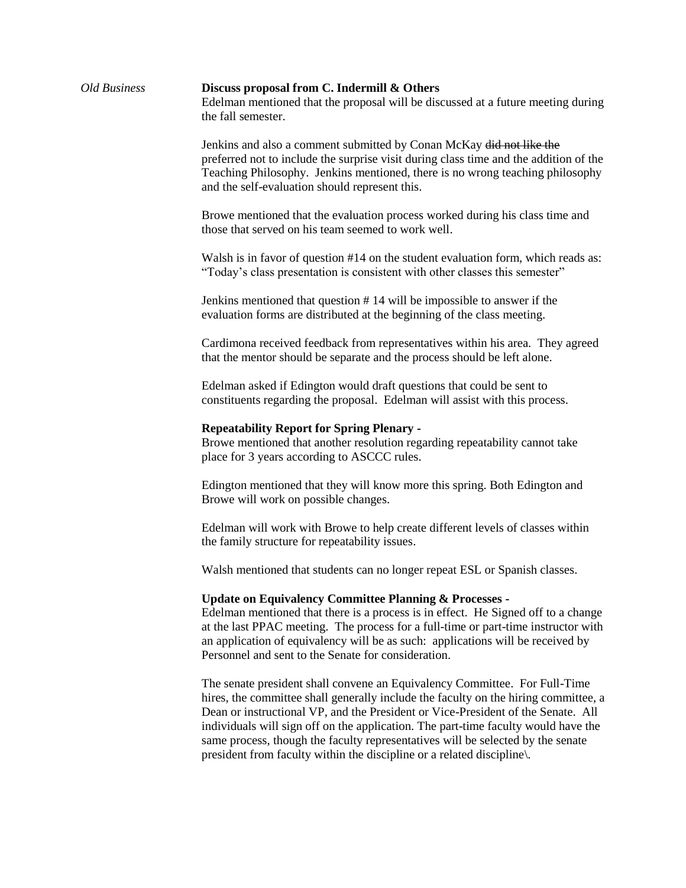*Old Business*

**Discuss proposal from C. Indermill & Others**

Edelman mentioned that the proposal will be discussed at a future meeting during the fall semester.

Jenkins and also a comment submitted by Conan McKay ~~did not like the~~ preferred not to include the surprise visit during class time and the addition of the Teaching Philosophy. Jenkins mentioned, there is no wrong teaching philosophy and the self-evaluation should represent this.

Browe mentioned that the evaluation process worked during his class time and those that served on his team seemed to work well.

Walsh is in favor of question #14 on the student evaluation form, which reads as: "Today's class presentation is consistent with other classes this semester"

Jenkins mentioned that question # 14 will be impossible to answer if the evaluation forms are distributed at the beginning of the class meeting.

Cardimona received feedback from representatives within his area. They agreed that the mentor should be separate and the process should be left alone.

Edelman asked if Edington would draft questions that could be sent to constituents regarding the proposal. Edelman will assist with this process.

**Repeatability Report for Spring Plenary -**

Browe mentioned that another resolution regarding repeatability cannot take place for 3 years according to ASCCC rules.

Edington mentioned that they will know more this spring. Both Edington and Browe will work on possible changes.

Edelman will work with Browe to help create different levels of classes within the family structure for repeatability issues.

Walsh mentioned that students can no longer repeat ESL or Spanish classes.

**Update on Equivalency Committee Planning & Processes -**

Edelman mentioned that there is a process is in effect. He Signed off to a change at the last PPAC meeting. The process for a full-time or part-time instructor with an application of equivalency will be as such: applications will be received by Personnel and sent to the Senate for consideration.

The senate president shall convene an Equivalency Committee. For Full-Time hires, the committee shall generally include the faculty on the hiring committee, a Dean or instructional VP, and the President or Vice-President of the Senate. All individuals will sign off on the application. The part-time faculty would have the same process, though the faculty representatives will be selected by the senate president from faculty within the discipline or a related discipline\.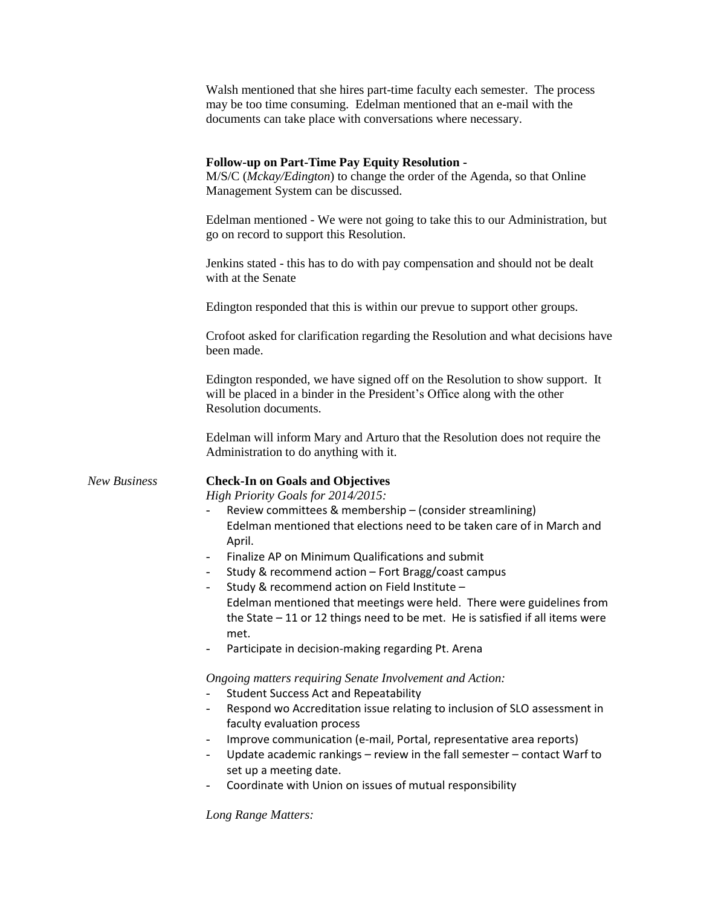Walsh mentioned that she hires part-time faculty each semester. The process may be too time consuming. Edelman mentioned that an e-mail with the documents can take place with conversations where necessary.

**Follow-up on Part-Time Pay Equity Resolution -**

M/S/C (*Mckay/Edington*) to change the order of the Agenda, so that Online Management System can be discussed.

Edelman mentioned - We were not going to take this to our Administration, but go on record to support this Resolution.

Jenkins stated - this has to do with pay compensation and should not be dealt with at the Senate

Edington responded that this is within our prevue to support other groups.

Crofoot asked for clarification regarding the Resolution and what decisions have been made.

Edington responded, we have signed off on the Resolution to show support. It will be placed in a binder in the President's Office along with the other Resolution documents.

Edelman will inform Mary and Arturo that the Resolution does not require the Administration to do anything with it.

*New Business*

**Check-In on Goals and Objectives**

*High Priority Goals for 2014/2015:*

- Review committees & membership – (consider streamlining)
  Edelman mentioned that elections need to be taken care of in March and April.
- Finalize AP on Minimum Qualifications and submit
- Study & recommend action – Fort Bragg/coast campus
- Study & recommend action on Field Institute –
  Edelman mentioned that meetings were held. There were guidelines from the State – 11 or 12 things need to be met. He is satisfied if all items were met.
- Participate in decision-making regarding Pt. Arena

*Ongoing matters requiring Senate Involvement and Action:*

- Student Success Act and Repeatability
- Respond wo Accreditation issue relating to inclusion of SLO assessment in faculty evaluation process
- Improve communication (e-mail, Portal, representative area reports)
- Update academic rankings – review in the fall semester – contact Warf to set up a meeting date.
- Coordinate with Union on issues of mutual responsibility

*Long Range Matters:*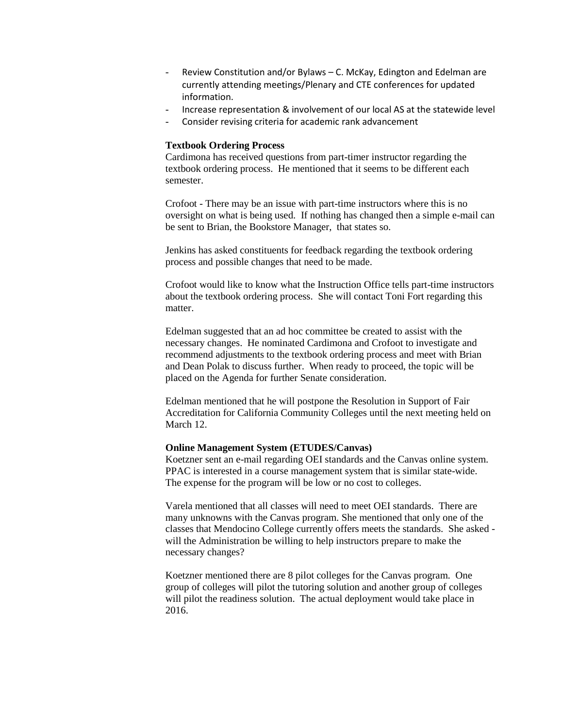- Review Constitution and/or Bylaws – C. McKay, Edington and Edelman are currently attending meetings/Plenary and CTE conferences for updated information.
- Increase representation & involvement of our local AS at the statewide level
- Consider revising criteria for academic rank advancement

**Textbook Ordering Process**

Cardimona has received questions from part-timer instructor regarding the textbook ordering process. He mentioned that it seems to be different each semester.

Crofoot - There may be an issue with part-time instructors where this is no oversight on what is being used. If nothing has changed then a simple e-mail can be sent to Brian, the Bookstore Manager, that states so.

Jenkins has asked constituents for feedback regarding the textbook ordering process and possible changes that need to be made.

Crofoot would like to know what the Instruction Office tells part-time instructors about the textbook ordering process. She will contact Toni Fort regarding this matter.

Edelman suggested that an ad hoc committee be created to assist with the necessary changes. He nominated Cardimona and Crofoot to investigate and recommend adjustments to the textbook ordering process and meet with Brian and Dean Polak to discuss further. When ready to proceed, the topic will be placed on the Agenda for further Senate consideration.

Edelman mentioned that he will postpone the Resolution in Support of Fair Accreditation for California Community Colleges until the next meeting held on March 12.

**Online Management System (ETUDES/Canvas)**

Koetzner sent an e-mail regarding OEI standards and the Canvas online system. PPAC is interested in a course management system that is similar state-wide. The expense for the program will be low or no cost to colleges.

Varela mentioned that all classes will need to meet OEI standards. There are many unknowns with the Canvas program. She mentioned that only one of the classes that Mendocino College currently offers meets the standards. She asked - will the Administration be willing to help instructors prepare to make the necessary changes?

Koetzner mentioned there are 8 pilot colleges for the Canvas program. One group of colleges will pilot the tutoring solution and another group of colleges will pilot the readiness solution. The actual deployment would take place in 2016.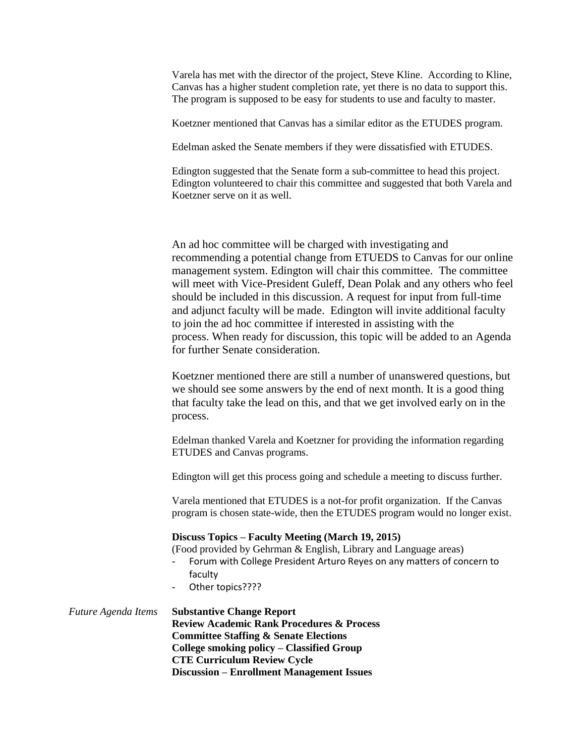Varela has met with the director of the project, Steve Kline. According to Kline, Canvas has a higher student completion rate, yet there is no data to support this. The program is supposed to be easy for students to use and faculty to master.

Koetzner mentioned that Canvas has a similar editor as the ETUDES program.

Edelman asked the Senate members if they were dissatisfied with ETUDES.

Edington suggested that the Senate form a sub-committee to head this project. Edington volunteered to chair this committee and suggested that both Varela and Koetzner serve on it as well.

An ad hoc committee will be charged with investigating and recommending a potential change from ETUEDS to Canvas for our online management system. Edington will chair this committee. The committee will meet with Vice-President Guleff, Dean Polak and any others who feel should be included in this discussion. A request for input from full-time and adjunct faculty will be made. Edington will invite additional faculty to join the ad hoc committee if interested in assisting with the process. When ready for discussion, this topic will be added to an Agenda for further Senate consideration.

Koetzner mentioned there are still a number of unanswered questions, but we should see some answers by the end of next month. It is a good thing that faculty take the lead on this, and that we get involved early on in the process.

Edelman thanked Varela and Koetzner for providing the information regarding ETUDES and Canvas programs.

Edington will get this process going and schedule a meeting to discuss further.

Varela mentioned that ETUDES is a not-for profit organization. If the Canvas program is chosen state-wide, then the ETUDES program would no longer exist.

**Discuss Topics – Faculty Meeting (March 19, 2015)**
(Food provided by Gehrman & English, Library and Language areas)

- Forum with College President Arturo Reyes on any matters of concern to faculty
- Other topics????

*Future Agenda Items*

**Substantive Change Report**
**Review Academic Rank Procedures & Process**
**Committee Staffing & Senate Elections**
**College smoking policy – Classified Group**
**CTE Curriculum Review Cycle**
**Discussion – Enrollment Management Issues**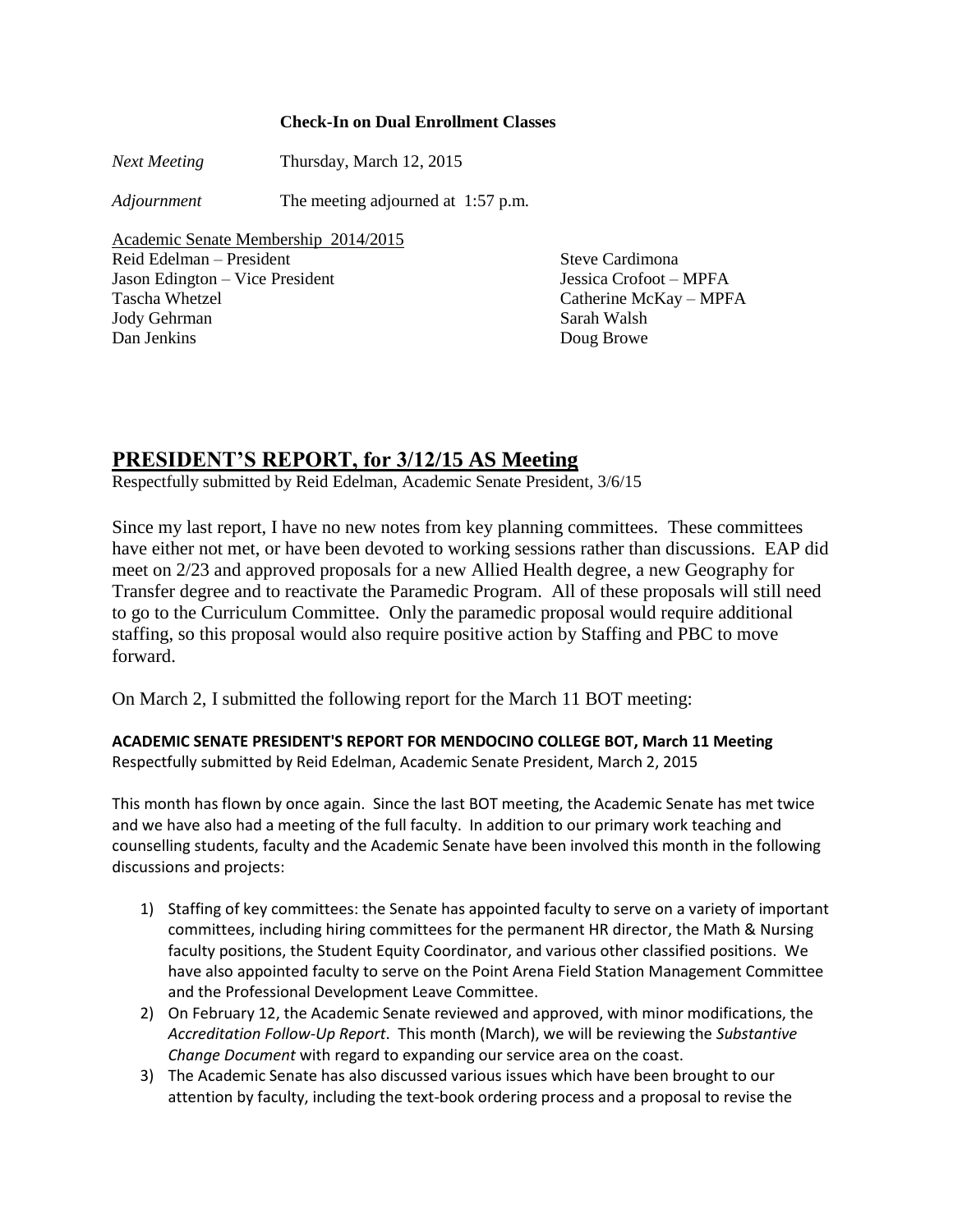**Check-In on Dual Enrollment Classes**

*Next Meeting* Thursday, March 12, 2015

*Adjournment* The meeting adjourned at 1:57 p.m.

Academic Senate Membership 2014/2015

Reid Edelman – President
Jason Edington – Vice President
Tascha Whetzel
Jody Gehrman
Dan Jenkins
Steve Cardimona
Jessica Crofoot – MPFA
Catherine McKay – MPFA
Sarah Walsh
Doug Browe

## PRESIDENT'S REPORT, for 3/12/15 AS Meeting

Respectfully submitted by Reid Edelman, Academic Senate President, 3/6/15

Since my last report, I have no new notes from key planning committees. These committees have either not met, or have been devoted to working sessions rather than discussions. EAP did meet on 2/23 and approved proposals for a new Allied Health degree, a new Geography for Transfer degree and to reactivate the Paramedic Program. All of these proposals will still need to go to the Curriculum Committee. Only the paramedic proposal would require additional staffing, so this proposal would also require positive action by Staffing and PBC to move forward.

On March 2, I submitted the following report for the March 11 BOT meeting:

**ACADEMIC SENATE PRESIDENT'S REPORT FOR MENDOCINO COLLEGE BOT, March 11 Meeting**
Respectfully submitted by Reid Edelman, Academic Senate President, March 2, 2015

This month has flown by once again. Since the last BOT meeting, the Academic Senate has met twice and we have also had a meeting of the full faculty. In addition to our primary work teaching and counselling students, faculty and the Academic Senate have been involved this month in the following discussions and projects:

1) Staffing of key committees: the Senate has appointed faculty to serve on a variety of important committees, including hiring committees for the permanent HR director, the Math & Nursing faculty positions, the Student Equity Coordinator, and various other classified positions. We have also appointed faculty to serve on the Point Arena Field Station Management Committee and the Professional Development Leave Committee.
2) On February 12, the Academic Senate reviewed and approved, with minor modifications, the *Accreditation Follow-Up Report*. This month (March), we will be reviewing the *Substantive Change Document* with regard to expanding our service area on the coast.
3) The Academic Senate has also discussed various issues which have been brought to our attention by faculty, including the text-book ordering process and a proposal to revise the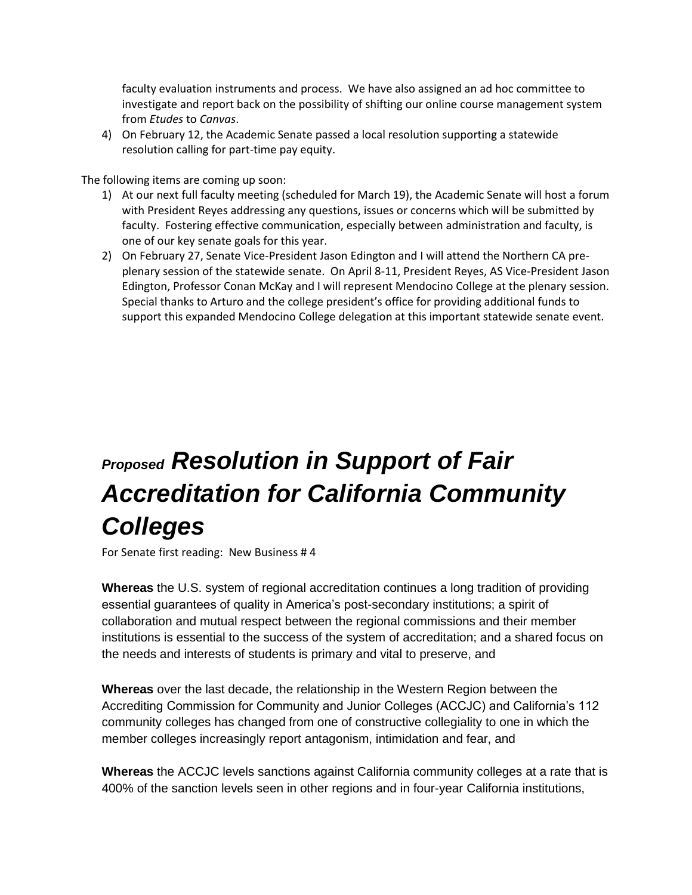faculty evaluation instruments and process. We have also assigned an ad hoc committee to investigate and report back on the possibility of shifting our online course management system from *Etudes* to *Canvas*.

4) On February 12, the Academic Senate passed a local resolution supporting a statewide resolution calling for part-time pay equity.

The following items are coming up soon:

1) At our next full faculty meeting (scheduled for March 19), the Academic Senate will host a forum with President Reyes addressing any questions, issues or concerns which will be submitted by faculty. Fostering effective communication, especially between administration and faculty, is one of our key senate goals for this year.
2) On February 27, Senate Vice-President Jason Edington and I will attend the Northern CA pre-plenary session of the statewide senate. On April 8-11, President Reyes, AS Vice-President Jason Edington, Professor Conan McKay and I will represent Mendocino College at the plenary session. Special thanks to Arturo and the college president's office for providing additional funds to support this expanded Mendocino College delegation at this important statewide senate event.

# *Proposed Resolution in Support of Fair Accreditation for California Community Colleges*

For Senate first reading: New Business # 4

**Whereas** the U.S. system of regional accreditation continues a long tradition of providing essential guarantees of quality in America's post-secondary institutions; a spirit of collaboration and mutual respect between the regional commissions and their member institutions is essential to the success of the system of accreditation; and a shared focus on the needs and interests of students is primary and vital to preserve, and

**Whereas** over the last decade, the relationship in the Western Region between the Accrediting Commission for Community and Junior Colleges (ACCJC) and California's 112 community colleges has changed from one of constructive collegiality to one in which the member colleges increasingly report antagonism, intimidation and fear, and

**Whereas** the ACCJC levels sanctions against California community colleges at a rate that is 400% of the sanction levels seen in other regions and in four-year California institutions,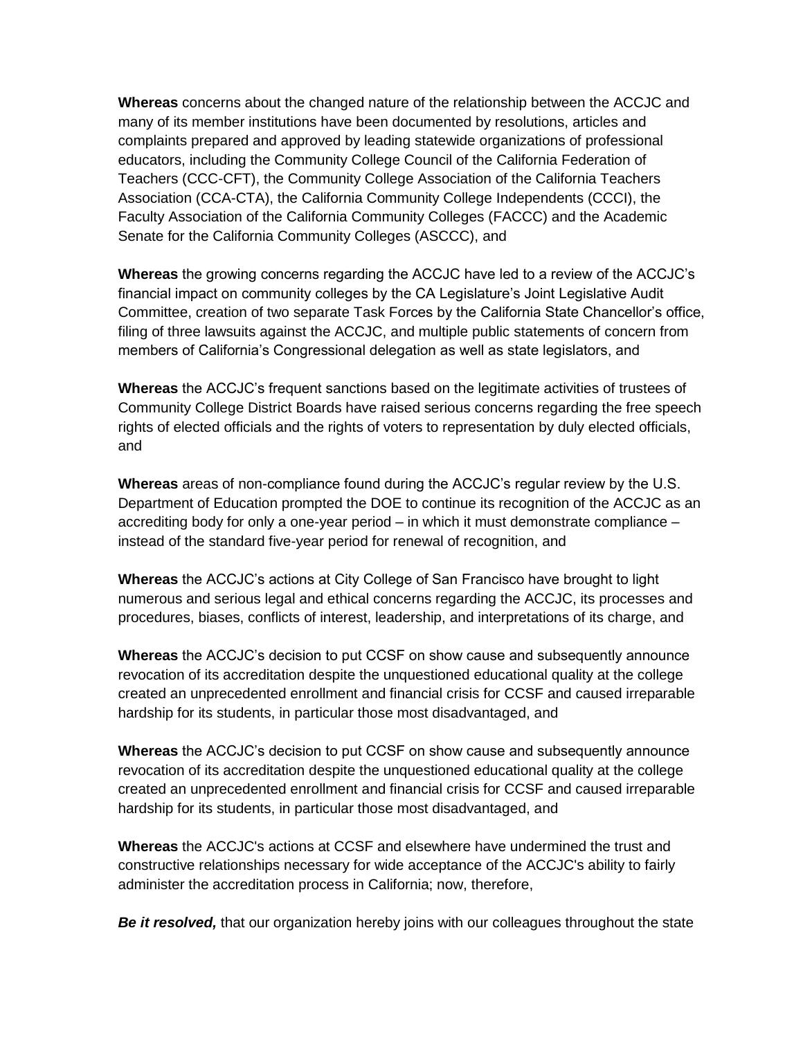**Whereas** concerns about the changed nature of the relationship between the ACCJC and many of its member institutions have been documented by resolutions, articles and complaints prepared and approved by leading statewide organizations of professional educators, including the Community College Council of the California Federation of Teachers (CCC-CFT), the Community College Association of the California Teachers Association (CCA-CTA), the California Community College Independents (CCCI), the Faculty Association of the California Community Colleges (FACCC) and the Academic Senate for the California Community Colleges (ASCCC), and

**Whereas** the growing concerns regarding the ACCJC have led to a review of the ACCJC's financial impact on community colleges by the CA Legislature's Joint Legislative Audit Committee, creation of two separate Task Forces by the California State Chancellor's office, filing of three lawsuits against the ACCJC, and multiple public statements of concern from members of California's Congressional delegation as well as state legislators, and

**Whereas** the ACCJC's frequent sanctions based on the legitimate activities of trustees of Community College District Boards have raised serious concerns regarding the free speech rights of elected officials and the rights of voters to representation by duly elected officials, and

**Whereas** areas of non-compliance found during the ACCJC's regular review by the U.S. Department of Education prompted the DOE to continue its recognition of the ACCJC as an accrediting body for only a one-year period – in which it must demonstrate compliance – instead of the standard five-year period for renewal of recognition, and

**Whereas** the ACCJC's actions at City College of San Francisco have brought to light numerous and serious legal and ethical concerns regarding the ACCJC, its processes and procedures, biases, conflicts of interest, leadership, and interpretations of its charge, and

**Whereas** the ACCJC's decision to put CCSF on show cause and subsequently announce revocation of its accreditation despite the unquestioned educational quality at the college created an unprecedented enrollment and financial crisis for CCSF and caused irreparable hardship for its students, in particular those most disadvantaged, and

**Whereas** the ACCJC's decision to put CCSF on show cause and subsequently announce revocation of its accreditation despite the unquestioned educational quality at the college created an unprecedented enrollment and financial crisis for CCSF and caused irreparable hardship for its students, in particular those most disadvantaged, and

**Whereas** the ACCJC's actions at CCSF and elsewhere have undermined the trust and constructive relationships necessary for wide acceptance of the ACCJC's ability to fairly administer the accreditation process in California; now, therefore,

***Be it resolved,*** that our organization hereby joins with our colleagues throughout the state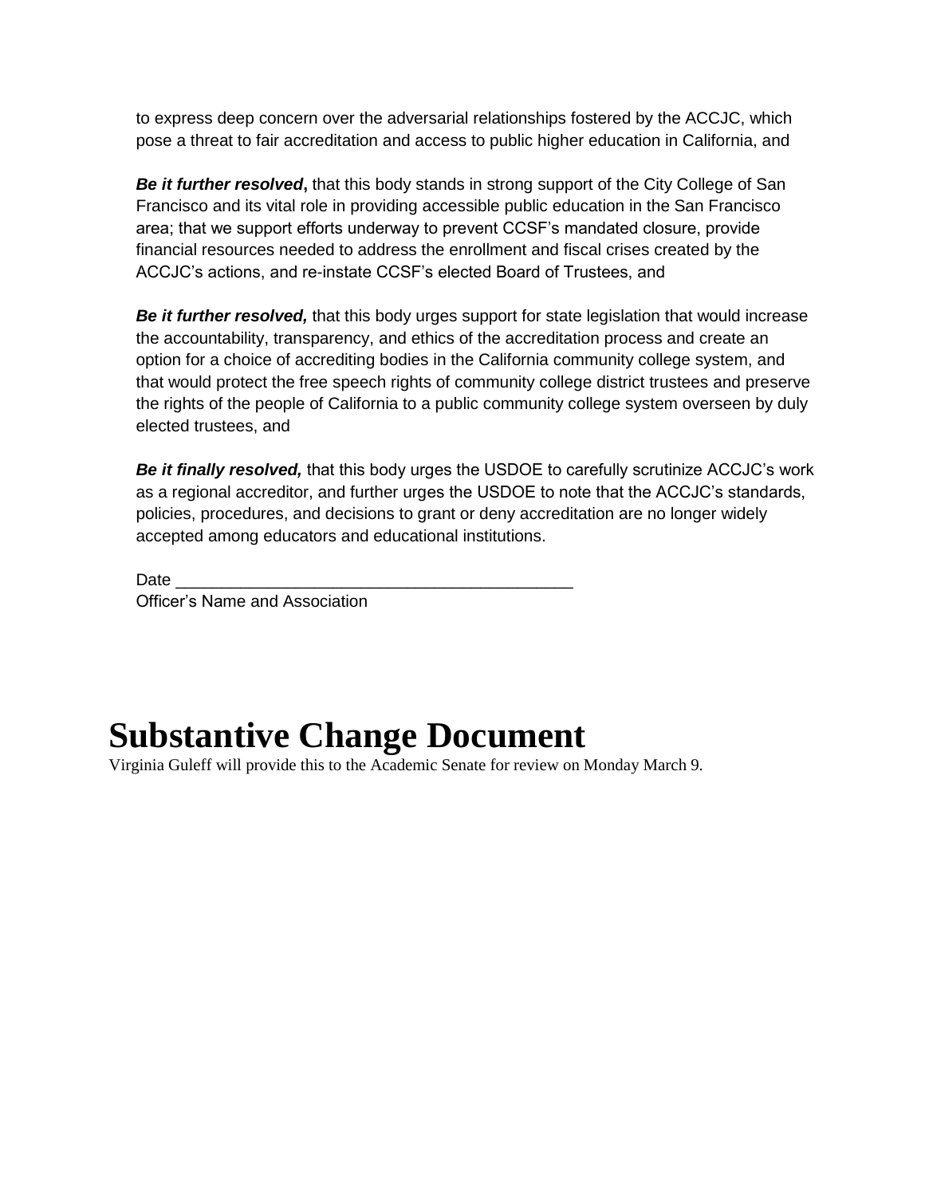to express deep concern over the adversarial relationships fostered by the ACCJC, which pose a threat to fair accreditation and access to public higher education in California, and

***Be it further resolved*****,** that this body stands in strong support of the City College of San Francisco and its vital role in providing accessible public education in the San Francisco area; that we support efforts underway to prevent CCSF's mandated closure, provide financial resources needed to address the enrollment and fiscal crises created by the ACCJC's actions, and re-instate CCSF's elected Board of Trustees, and

***Be it further resolved,*** that this body urges support for state legislation that would increase the accountability, transparency, and ethics of the accreditation process and create an option for a choice of accrediting bodies in the California community college system, and that would protect the free speech rights of community college district trustees and preserve the rights of the people of California to a public community college system overseen by duly elected trustees, and

***Be it finally resolved,*** that this body urges the USDOE to carefully scrutinize ACCJC's work as a regional accreditor, and further urges the USDOE to note that the ACCJC's standards, policies, procedures, and decisions to grant or deny accreditation are no longer widely accepted among educators and educational institutions.

Date ___________________________________________
Officer's Name and Association

# Substantive Change Document

Virginia Guleff will provide this to the Academic Senate for review on Monday March 9.